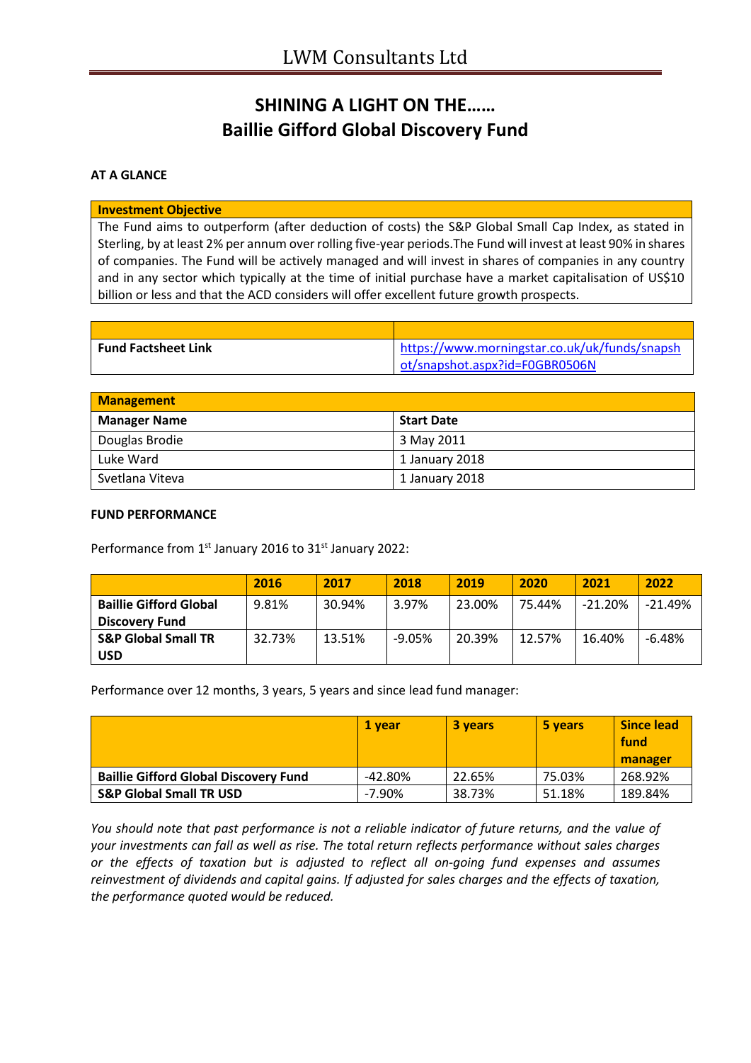# LWM Consultants Ltd

## SHINING A LIGHT ON THE……
## Baillie Gifford Global Discovery Fund

**AT A GLANCE**

| **Investment Objective** |
|---|
| The Fund aims to outperform (after deduction of costs) the S&P Global Small Cap Index, as stated in Sterling, by at least 2% per annum over rolling five-year periods.The Fund will invest at least 90% in shares of companies. The Fund will be actively managed and will invest in shares of companies in any country and in any sector which typically at the time of initial purchase have a market capitalisation of US$10 billion or less and that the ACD considers will offer excellent future growth prospects. |

| | |
|---|---|
| **Fund Factsheet Link** | https://www.morningstar.co.uk/uk/funds/snapshot/snapshot.aspx?id=F0GBR0506N |

| **Management** | |
|---|---|
| **Manager Name** | **Start Date** |
| Douglas Brodie | 3 May 2011 |
| Luke Ward | 1 January 2018 |
| Svetlana Viteva | 1 January 2018 |

**FUND PERFORMANCE**

Performance from 1st January 2016 to 31st January 2022:

| | 2016 | 2017 | 2018 | 2019 | 2020 | 2021 | 2022 |
|---|---|---|---|---|---|---|---|
| **Baillie Gifford Global Discovery Fund** | 9.81% | 30.94% | 3.97% | 23.00% | 75.44% | -21.20% | -21.49% |
| **S&P Global Small TR USD** | 32.73% | 13.51% | -9.05% | 20.39% | 12.57% | 16.40% | -6.48% |

Performance over 12 months, 3 years, 5 years and since lead fund manager:

| | 1 year | 3 years | 5 years | Since lead fund manager |
|---|---|---|---|---|
| **Baillie Gifford Global Discovery Fund** | -42.80% | 22.65% | 75.03% | 268.92% |
| **S&P Global Small TR USD** | -7.90% | 38.73% | 51.18% | 189.84% |

*You should note that past performance is not a reliable indicator of future returns, and the value of your investments can fall as well as rise. The total return reflects performance without sales charges or the effects of taxation but is adjusted to reflect all on-going fund expenses and assumes reinvestment of dividends and capital gains. If adjusted for sales charges and the effects of taxation, the performance quoted would be reduced.*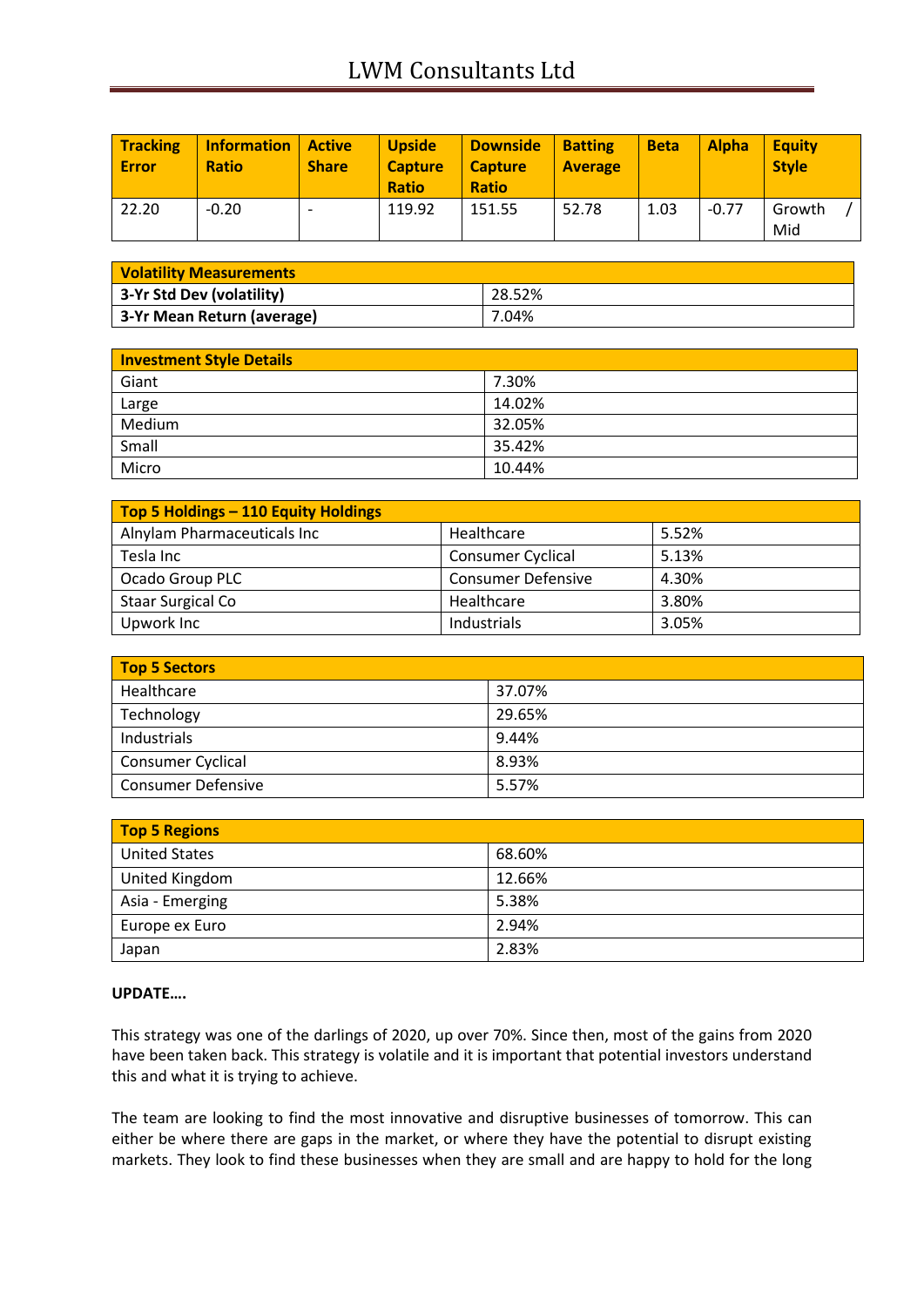| Tracking Error | Information Ratio | Active Share | Upside Capture Ratio | Downside Capture Ratio | Batting Average | Beta | Alpha | Equity Style |
|---|---|---|---|---|---|---|---|---|
| 22.20 | -0.20 | - | 119.92 | 151.55 | 52.78 | 1.03 | -0.77 | Growth / Mid |

| Volatility Measurements | |
|---|---|
| **3-Yr Std Dev (volatility)** | 28.52% |
| **3-Yr Mean Return (average)** | 7.04% |

| Investment Style Details | |
|---|---|
| Giant | 7.30% |
| Large | 14.02% |
| Medium | 32.05% |
| Small | 35.42% |
| Micro | 10.44% |

| Top 5 Holdings – 110 Equity Holdings | | |
|---|---|---|
| Alnylam Pharmaceuticals Inc | Healthcare | 5.52% |
| Tesla Inc | Consumer Cyclical | 5.13% |
| Ocado Group PLC | Consumer Defensive | 4.30% |
| Staar Surgical Co | Healthcare | 3.80% |
| Upwork Inc | Industrials | 3.05% |

| Top 5 Sectors | |
|---|---|
| Healthcare | 37.07% |
| Technology | 29.65% |
| Industrials | 9.44% |
| Consumer Cyclical | 8.93% |
| Consumer Defensive | 5.57% |

| Top 5 Regions | |
|---|---|
| United States | 68.60% |
| United Kingdom | 12.66% |
| Asia - Emerging | 5.38% |
| Europe ex Euro | 2.94% |
| Japan | 2.83% |

**UPDATE….**

This strategy was one of the darlings of 2020, up over 70%. Since then, most of the gains from 2020 have been taken back. This strategy is volatile and it is important that potential investors understand this and what it is trying to achieve.

The team are looking to find the most innovative and disruptive businesses of tomorrow. This can either be where there are gaps in the market, or where they have the potential to disrupt existing markets. They look to find these businesses when they are small and are happy to hold for the long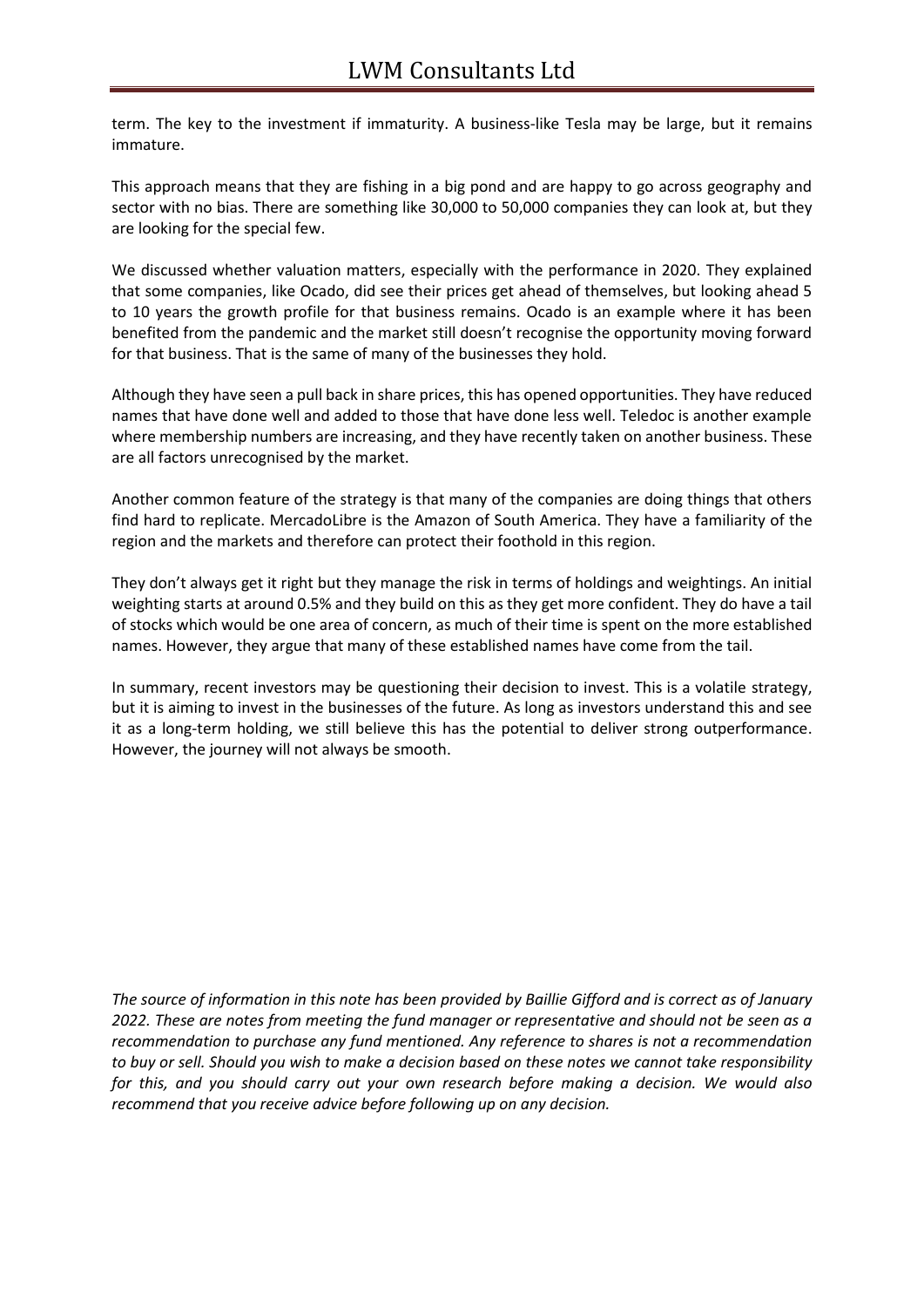term. The key to the investment if immaturity. A business-like Tesla may be large, but it remains immature.

This approach means that they are fishing in a big pond and are happy to go across geography and sector with no bias. There are something like 30,000 to 50,000 companies they can look at, but they are looking for the special few.

We discussed whether valuation matters, especially with the performance in 2020. They explained that some companies, like Ocado, did see their prices get ahead of themselves, but looking ahead 5 to 10 years the growth profile for that business remains. Ocado is an example where it has been benefited from the pandemic and the market still doesn't recognise the opportunity moving forward for that business. That is the same of many of the businesses they hold.

Although they have seen a pull back in share prices, this has opened opportunities. They have reduced names that have done well and added to those that have done less well. Teledoc is another example where membership numbers are increasing, and they have recently taken on another business. These are all factors unrecognised by the market.

Another common feature of the strategy is that many of the companies are doing things that others find hard to replicate. MercadoLibre is the Amazon of South America. They have a familiarity of the region and the markets and therefore can protect their foothold in this region.

They don't always get it right but they manage the risk in terms of holdings and weightings. An initial weighting starts at around 0.5% and they build on this as they get more confident. They do have a tail of stocks which would be one area of concern, as much of their time is spent on the more established names. However, they argue that many of these established names have come from the tail.

In summary, recent investors may be questioning their decision to invest. This is a volatile strategy, but it is aiming to invest in the businesses of the future. As long as investors understand this and see it as a long-term holding, we still believe this has the potential to deliver strong outperformance. However, the journey will not always be smooth.

*The source of information in this note has been provided by Baillie Gifford and is correct as of January 2022. These are notes from meeting the fund manager or representative and should not be seen as a recommendation to purchase any fund mentioned. Any reference to shares is not a recommendation to buy or sell. Should you wish to make a decision based on these notes we cannot take responsibility for this, and you should carry out your own research before making a decision. We would also recommend that you receive advice before following up on any decision.*